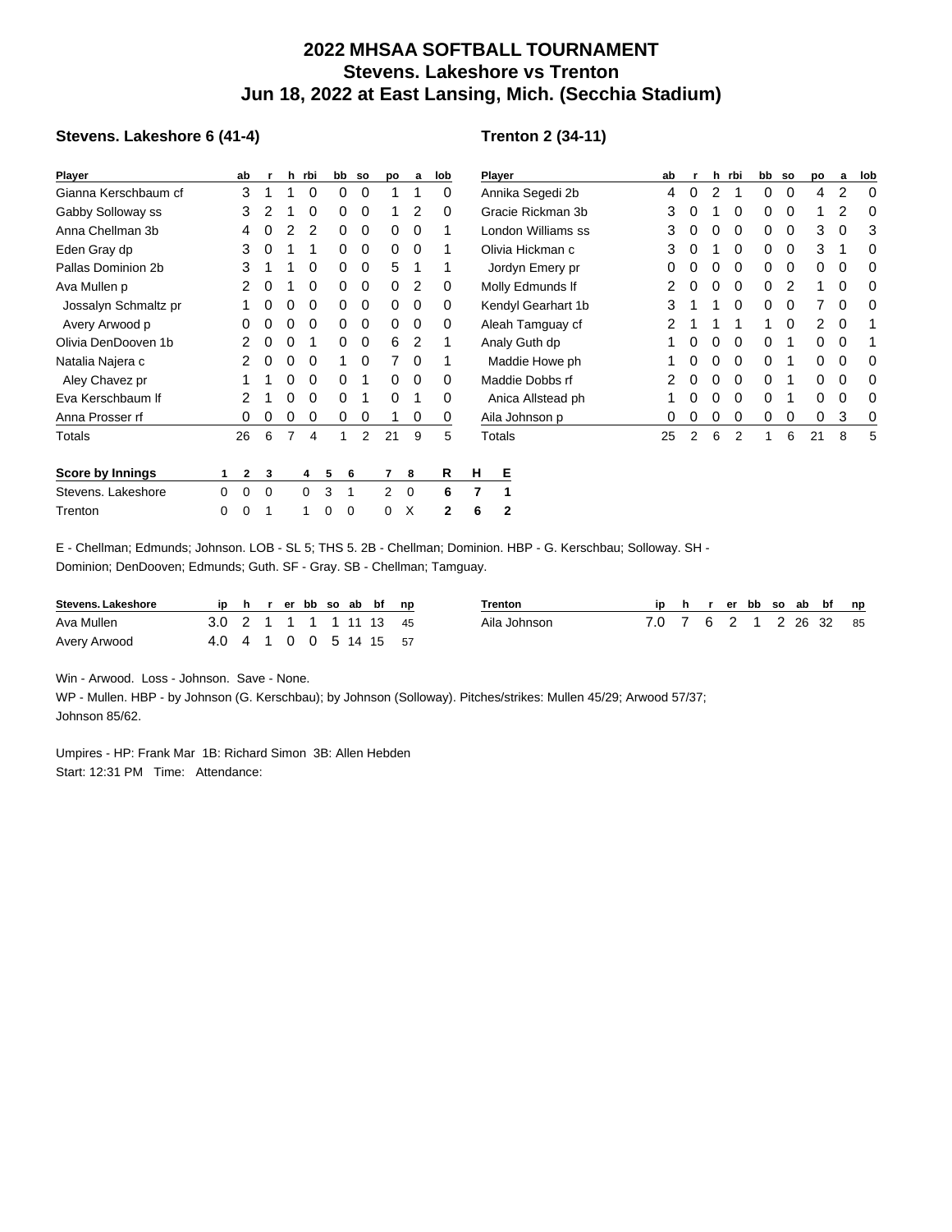# 2022 MHSAA SOFTBALL TOURNAMENT
## Stevens. Lakeshore vs Trenton
## Jun 18, 2022 at East Lansing, Mich. (Secchia Stadium)

### Stevens. Lakeshore 6 (41-4)

| Player | ab | r | h | rbi | bb | so | po | a | lob |
|---|---|---|---|---|---|---|---|---|---|
| Gianna Kerschbaum cf | 3 | 1 | 1 | 0 | 0 | 0 | 1 | 1 | 0 |
| Gabby Solloway ss | 3 | 2 | 1 | 0 | 0 | 0 | 1 | 2 | 0 |
| Anna Chellman 3b | 4 | 0 | 2 | 2 | 0 | 0 | 0 | 0 | 1 |
| Eden Gray dp | 3 | 0 | 1 | 1 | 0 | 0 | 0 | 0 | 1 |
| Pallas Dominion 2b | 3 | 1 | 1 | 0 | 0 | 0 | 5 | 1 | 1 |
| Ava Mullen p | 2 | 0 | 1 | 0 | 0 | 0 | 0 | 2 | 0 |
| Jossalyn Schmaltz pr | 1 | 0 | 0 | 0 | 0 | 0 | 0 | 0 | 0 |
| Avery Arwood p | 0 | 0 | 0 | 0 | 0 | 0 | 0 | 0 | 0 |
| Olivia DenDooven 1b | 2 | 0 | 0 | 1 | 0 | 0 | 6 | 2 | 1 |
| Natalia Najera c | 2 | 0 | 0 | 0 | 1 | 0 | 7 | 0 | 1 |
| Aley Chavez pr | 1 | 1 | 0 | 0 | 0 | 1 | 0 | 0 | 0 |
| Eva Kerschbaum lf | 2 | 1 | 0 | 0 | 0 | 1 | 0 | 1 | 0 |
| Anna Prosser rf | 0 | 0 | 0 | 0 | 0 | 0 | 1 | 0 | 0 |
| Totals | 26 | 6 | 7 | 4 | 1 | 2 | 21 | 9 | 5 |

### Trenton 2 (34-11)

| Player | ab | r | h | rbi | bb | so | po | a | lob |
|---|---|---|---|---|---|---|---|---|---|
| Annika Segedi 2b | 4 | 0 | 2 | 1 | 0 | 0 | 4 | 2 | 0 |
| Gracie Rickman 3b | 3 | 0 | 1 | 0 | 0 | 0 | 1 | 2 | 0 |
| London Williams ss | 3 | 0 | 0 | 0 | 0 | 0 | 3 | 0 | 3 |
| Olivia Hickman c | 3 | 0 | 1 | 0 | 0 | 0 | 3 | 1 | 0 |
| Jordyn Emery pr | 0 | 0 | 0 | 0 | 0 | 0 | 0 | 0 | 0 |
| Molly Edmunds lf | 2 | 0 | 0 | 0 | 0 | 2 | 1 | 0 | 0 |
| Kendyl Gearhart 1b | 3 | 1 | 1 | 0 | 0 | 0 | 7 | 0 | 0 |
| Aleah Tamguay cf | 2 | 1 | 1 | 1 | 1 | 0 | 2 | 0 | 1 |
| Analy Guth dp | 1 | 0 | 0 | 0 | 0 | 1 | 0 | 0 | 1 |
| Maddie Howe ph | 1 | 0 | 0 | 0 | 0 | 1 | 0 | 0 | 0 |
| Maddie Dobbs rf | 2 | 0 | 0 | 0 | 0 | 1 | 0 | 0 | 0 |
| Anica Allstead ph | 1 | 0 | 0 | 0 | 0 | 1 | 0 | 0 | 0 |
| Aila Johnson p | 0 | 0 | 0 | 0 | 0 | 0 | 0 | 3 | 0 |
| Totals | 25 | 2 | 6 | 2 | 1 | 6 | 21 | 8 | 5 |

| Score by Innings | 1 | 2 | 3 | 4 | 5 | 6 | 7 | 8 | R | H | E |
|---|---|---|---|---|---|---|---|---|---|---|---|
| Stevens. Lakeshore | 0 | 0 | 0 | 0 | 3 | 1 | 2 | 0 | 6 | 7 | 1 |
| Trenton | 0 | 0 | 1 | 1 | 0 | 0 | 0 | X | 2 | 6 | 2 |

E - Chellman; Edmunds; Johnson. LOB - SL 5; THS 5. 2B - Chellman; Dominion. HBP - G. Kerschbau; Solloway. SH - Dominion; DenDooven; Edmunds; Guth. SF - Gray. SB - Chellman; Tamguay.

| Stevens. Lakeshore | ip | h | r | er | bb | so | ab | bf | np |
|---|---|---|---|---|---|---|---|---|---|
| Ava Mullen | 3.0 | 2 | 1 | 1 | 1 | 1 | 11 | 13 | 45 |
| Avery Arwood | 4.0 | 4 | 1 | 0 | 0 | 5 | 14 | 15 | 57 |

| Trenton | ip | h | r | er | bb | so | ab | bf | np |
|---|---|---|---|---|---|---|---|---|---|
| Aila Johnson | 7.0 | 7 | 6 | 2 | 1 | 2 | 26 | 32 | 85 |

Win - Arwood. Loss - Johnson. Save - None.

WP - Mullen. HBP - by Johnson (G. Kerschbau); by Johnson (Solloway). Pitches/strikes: Mullen 45/29; Arwood 57/37; Johnson 85/62.

Umpires - HP: Frank Mar 1B: Richard Simon 3B: Allen Hebden

Start: 12:31 PM Time: Attendance: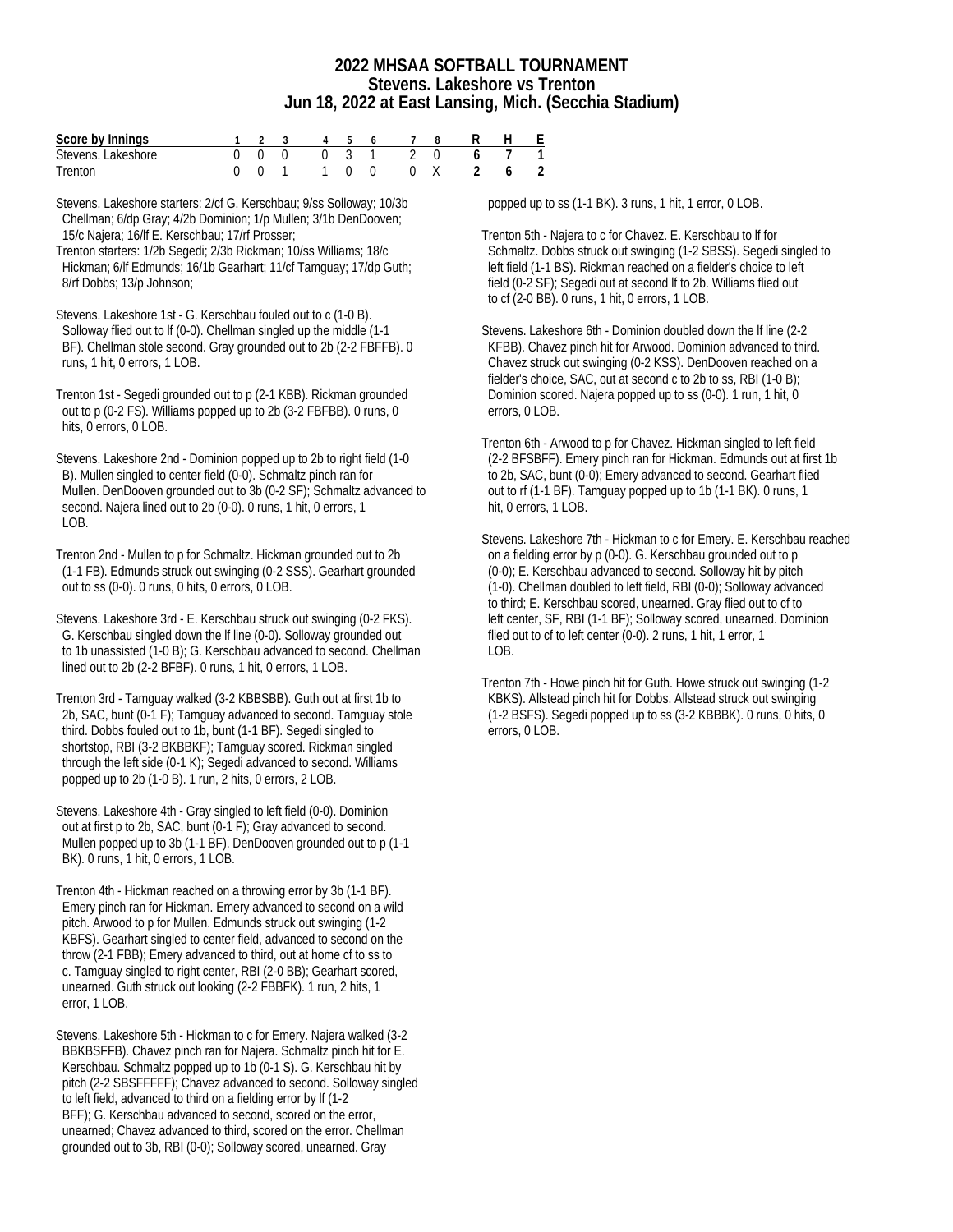# 2022 MHSAA SOFTBALL TOURNAMENT
## Stevens. Lakeshore vs Trenton
### Jun 18, 2022 at East Lansing, Mich. (Secchia Stadium)

| Score by Innings | 1 | 2 | 3 | 4 | 5 | 6 | 7 | 8 | R | H | E |
|---|---|---|---|---|---|---|---|---|---|---|---|
| Stevens. Lakeshore | 0 | 0 | 0 | 0 | 3 | 1 | 2 | 0 | 6 | 7 | 1 |
| Trenton | 0 | 0 | 1 | 1 | 0 | 0 | 0 | X | 2 | 6 | 2 |

Stevens. Lakeshore starters: 2/cf G. Kerschbau; 9/ss Solloway; 10/3b Chellman; 6/dp Gray; 4/2b Dominion; 1/p Mullen; 3/1b DenDooven; 15/c Najera; 16/lf E. Kerschbau; 17/rf Prosser;
Trenton starters: 1/2b Segedi; 2/3b Rickman; 10/ss Williams; 18/c Hickman; 6/lf Edmunds; 16/1b Gearhart; 11/cf Tamguay; 17/dp Guth; 8/rf Dobbs; 13/p Johnson;

Stevens. Lakeshore 1st - G. Kerschbau fouled out to c (1-0 B). Solloway flied out to lf (0-0). Chellman singled up the middle (1-1 BF). Chellman stole second. Gray grounded out to 2b (2-2 FBFFB). 0 runs, 1 hit, 0 errors, 1 LOB.

Trenton 1st - Segedi grounded out to p (2-1 KBB). Rickman grounded out to p (0-2 FS). Williams popped up to 2b (3-2 FBFBB). 0 runs, 0 hits, 0 errors, 0 LOB.

Stevens. Lakeshore 2nd - Dominion popped up to 2b to right field (1-0 B). Mullen singled to center field (0-0). Schmaltz pinch ran for Mullen. DenDooven grounded out to 3b (0-2 SF); Schmaltz advanced to second. Najera lined out to 2b (0-0). 0 runs, 1 hit, 0 errors, 1 LOB.

Trenton 2nd - Mullen to p for Schmaltz. Hickman grounded out to 2b (1-1 FB). Edmunds struck out swinging (0-2 SSS). Gearhart grounded out to ss (0-0). 0 runs, 0 hits, 0 errors, 0 LOB.

Stevens. Lakeshore 3rd - E. Kerschbau struck out swinging (0-2 FKS). G. Kerschbau singled down the lf line (0-0). Solloway grounded out to 1b unassisted (1-0 B); G. Kerschbau advanced to second. Chellman lined out to 2b (2-2 BFBF). 0 runs, 1 hit, 0 errors, 1 LOB.

Trenton 3rd - Tamguay walked (3-2 KBBSBB). Guth out at first 1b to 2b, SAC, bunt (0-1 F); Tamguay advanced to second. Tamguay stole third. Dobbs fouled out to 1b, bunt (1-1 BF). Segedi singled to shortstop, RBI (3-2 BKBBKF); Tamguay scored. Rickman singled through the left side (0-1 K); Segedi advanced to second. Williams popped up to 2b (1-0 B). 1 run, 2 hits, 0 errors, 2 LOB.

Stevens. Lakeshore 4th - Gray singled to left field (0-0). Dominion out at first p to 2b, SAC, bunt (0-1 F); Gray advanced to second. Mullen popped up to 3b (1-1 BF). DenDooven grounded out to p (1-1 BK). 0 runs, 1 hit, 0 errors, 1 LOB.

Trenton 4th - Hickman reached on a throwing error by 3b (1-1 BF). Emery pinch ran for Hickman. Emery advanced to second on a wild pitch. Arwood to p for Mullen. Edmunds struck out swinging (1-2 KBFS). Gearhart singled to center field, advanced to second on the throw (2-1 FBB); Emery advanced to third, out at home cf to ss to c. Tamguay singled to right center, RBI (2-0 BB); Gearhart scored, unearned. Guth struck out looking (2-2 FBBFK). 1 run, 2 hits, 1 error, 1 LOB.

Stevens. Lakeshore 5th - Hickman to c for Emery. Najera walked (3-2 BBKBSFFB). Chavez pinch ran for Najera. Schmaltz pinch hit for E. Kerschbau. Schmaltz popped up to 1b (0-1 S). G. Kerschbau hit by pitch (2-2 SBSFFFFF); Chavez advanced to second. Solloway singled to left field, advanced to third on a fielding error by lf (1-2 BFF); G. Kerschbau advanced to second, scored on the error, unearned; Chavez advanced to third, scored on the error. Chellman grounded out to 3b, RBI (0-0); Solloway scored, unearned. Gray popped up to ss (1-1 BK). 3 runs, 1 hit, 1 error, 0 LOB.

Trenton 5th - Najera to c for Chavez. E. Kerschbau to lf for Schmaltz. Dobbs struck out swinging (1-2 SBSS). Segedi singled to left field (1-1 BS). Rickman reached on a fielder's choice to left field (0-2 SF); Segedi out at second lf to 2b. Williams flied out to cf (2-0 BB). 0 runs, 1 hit, 0 errors, 1 LOB.

Stevens. Lakeshore 6th - Dominion doubled down the lf line (2-2 KFBB). Chavez pinch hit for Arwood. Dominion advanced to third. Chavez struck out swinging (0-2 KSS). DenDooven reached on a fielder's choice, SAC, out at second c to 2b to ss, RBI (1-0 B); Dominion scored. Najera popped up to ss (0-0). 1 run, 1 hit, 0 errors, 0 LOB.

Trenton 6th - Arwood to p for Chavez. Hickman singled to left field (2-2 BFSBFF). Emery pinch ran for Hickman. Edmunds out at first 1b to 2b, SAC, bunt (0-0); Emery advanced to second. Gearhart flied out to rf (1-1 BF). Tamguay popped up to 1b (1-1 BK). 0 runs, 1 hit, 0 errors, 1 LOB.

Stevens. Lakeshore 7th - Hickman to c for Emery. E. Kerschbau reached on a fielding error by p (0-0). G. Kerschbau grounded out to p (0-0); E. Kerschbau advanced to second. Solloway hit by pitch (1-0). Chellman doubled to left field, RBI (0-0); Solloway advanced to third; E. Kerschbau scored, unearned. Gray flied out to cf to left center, SF, RBI (1-1 BF); Solloway scored, unearned. Dominion flied out to cf to left center (0-0). 2 runs, 1 hit, 1 error, 1 LOB.

Trenton 7th - Howe pinch hit for Guth. Howe struck out swinging (1-2 KBKS). Allstead pinch hit for Dobbs. Allstead struck out swinging (1-2 BSFS). Segedi popped up to ss (3-2 KBBBK). 0 runs, 0 hits, 0 errors, 0 LOB.